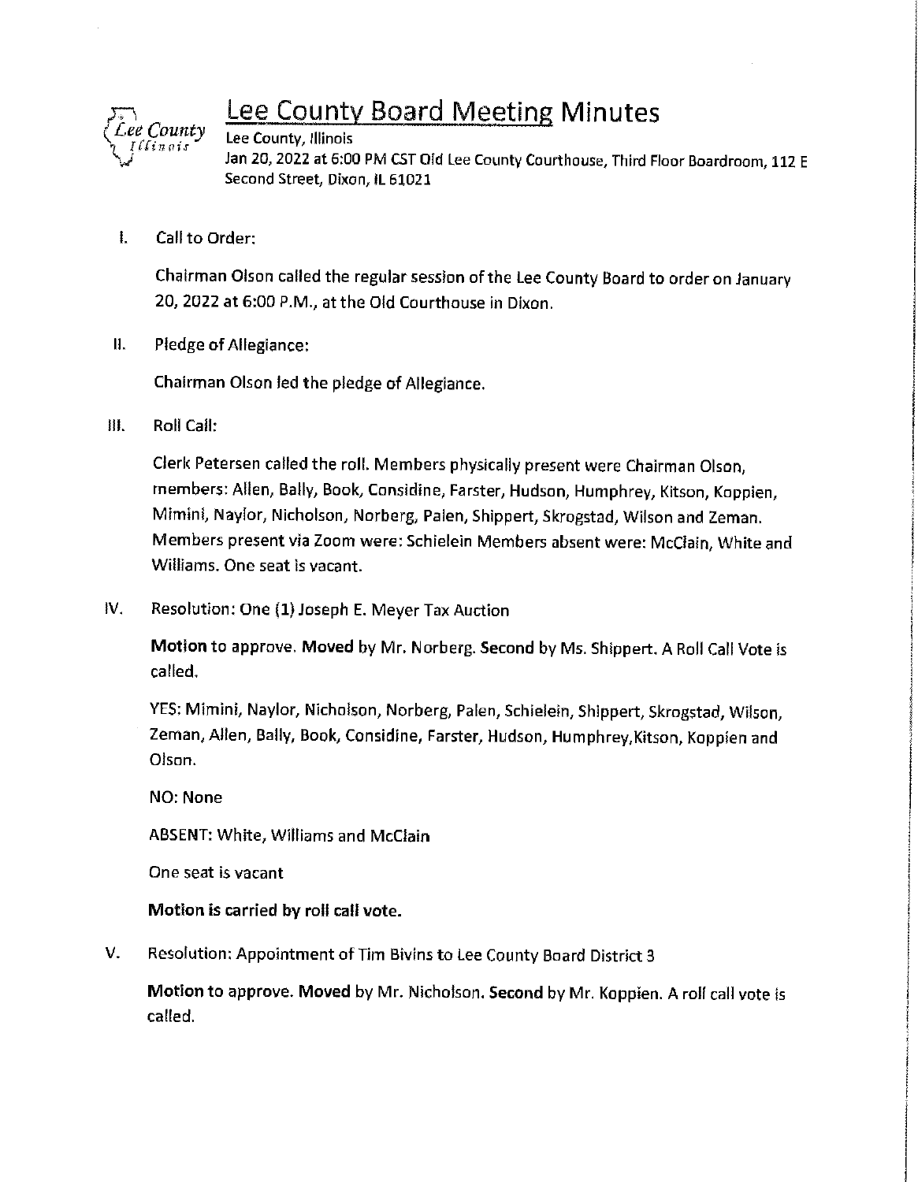# Lee County Board Meeting Minutes

Lee County, Illinois

Jan 20, 2022 at 6:00 PM CST Old Lee County Courthouse, Third Floor Boardroom, 112 E Second Street, Dixon, IL 61021

I. Call to Order:

Chairman Olson called the regular session of the Lee County Board to order on January 20, 2022 at 6:00 P.M., at the Old Courthouse in Dixon.

II. Pledge of Allegiance:

Chairman Olson led the pledge of Allegiance.

III. Roll Call:

Clerk Petersen called the roll. Members physically present were Chairman Olson, members: Allen, Bally, Book, Considine, Farster, Hudson, Humphrey, Kitson, Koppien, Mimini, Naylor, Nicholson, Norberg, Palen, Shippert, Skrogstad, Wilson and Zeman. Members present via Zoom were: Schielein Members absent were: McClain, White and Williams. One seat is vacant.

IV. Resolution: One (1) Joseph E. Meyer Tax Auction

**Motion** to approve. **Moved** by Mr. Norberg. **Second** by Ms. Shippert. A Roll Call Vote is called.

YES: Mimini, Naylor, Nicholson, Norberg, Palen, Schielein, Shippert, Skrogstad, Wilson, Zeman, Allen, Bally, Book, Considine, Farster, Hudson, Humphrey,Kitson, Koppien and Olson.

NO: None

ABSENT: White, Williams and McClain

One seat is vacant

**Motion is carried by roll call vote.**

V. Resolution: Appointment of Tim Bivins to Lee County Board District 3

**Motion** to approve. **Moved** by Mr. Nicholson. **Second** by Mr. Koppien. A roll call vote is called.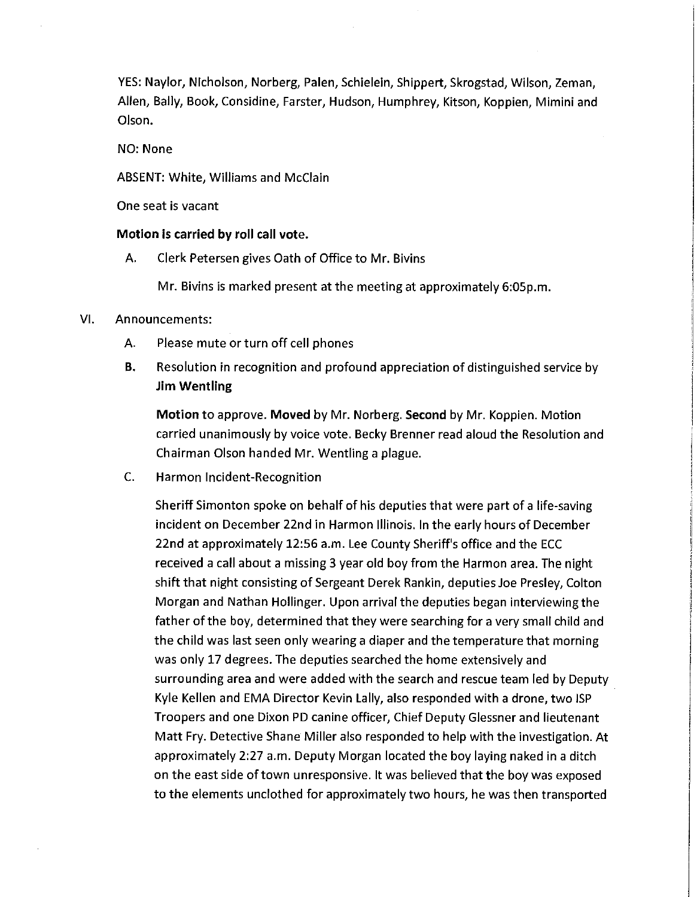YES: Naylor, Nicholson, Norberg, Palen, Schielein, Shippert, Skrogstad, Wilson, Zeman, Allen, Bally, Book, Considine, Farster, Hudson, Humphrey, Kitson, Koppien, Mimini and Olson.

NO: None

ABSENT: White, Williams and McClain

One seat is vacant

**Motion is carried by roll call vote.**

A. Clerk Petersen gives Oath of Office to Mr. Bivins

   Mr. Bivins is marked present at the meeting at approximately 6:05p.m.

VI. Announcements:

   A. Please mute or turn off cell phones

   **B.** Resolution in recognition and profound appreciation of distinguished service by **Jim Wentling**

   **Motion** to approve. **Moved** by Mr. Norberg. **Second** by Mr. Koppien. Motion carried unanimously by voice vote. Becky Brenner read aloud the Resolution and Chairman Olson handed Mr. Wentling a plague.

   C. Harmon Incident-Recognition

   Sheriff Simonton spoke on behalf of his deputies that were part of a life-saving incident on December 22nd in Harmon Illinois. In the early hours of December 22nd at approximately 12:56 a.m. Lee County Sheriff's office and the ECC received a call about a missing 3 year old boy from the Harmon area. The night shift that night consisting of Sergeant Derek Rankin, deputies Joe Presley, Colton Morgan and Nathan Hollinger. Upon arrival the deputies began interviewing the father of the boy, determined that they were searching for a very small child and the child was last seen only wearing a diaper and the temperature that morning was only 17 degrees. The deputies searched the home extensively and surrounding area and were added with the search and rescue team led by Deputy Kyle Kellen and EMA Director Kevin Lally, also responded with a drone, two ISP Troopers and one Dixon PD canine officer, Chief Deputy Glessner and lieutenant Matt Fry. Detective Shane Miller also responded to help with the investigation. At approximately 2:27 a.m. Deputy Morgan located the boy laying naked in a ditch on the east side of town unresponsive. It was believed that the boy was exposed to the elements unclothed for approximately two hours, he was then transported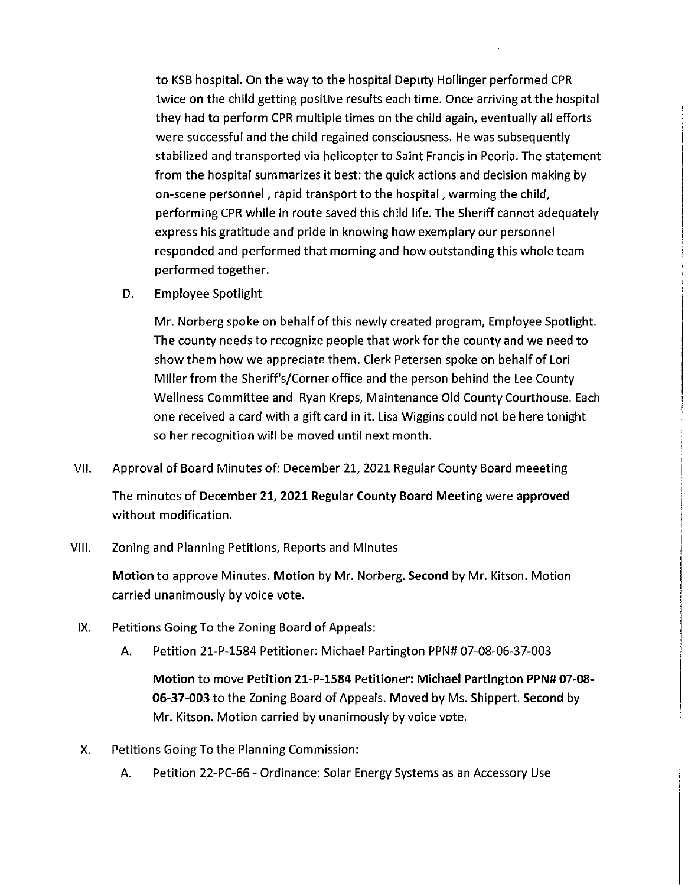to KSB hospital. On the way to the hospital Deputy Hollinger performed CPR twice on the child getting positive results each time. Once arriving at the hospital they had to perform CPR multiple times on the child again, eventually all efforts were successful and the child regained consciousness. He was subsequently stabilized and transported via helicopter to Saint Francis in Peoria. The statement from the hospital summarizes it best: the quick actions and decision making by on-scene personnel , rapid transport to the hospital , warming the child, performing CPR while in route saved this child life. The Sheriff cannot adequately express his gratitude and pride in knowing how exemplary our personnel responded and performed that morning and how outstanding this whole team performed together.

D. Employee Spotlight

Mr. Norberg spoke on behalf of this newly created program, Employee Spotlight. The county needs to recognize people that work for the county and we need to show them how we appreciate them. Clerk Petersen spoke on behalf of Lori Miller from the Sheriff's/Corner office and the person behind the Lee County Wellness Committee and Ryan Kreps, Maintenance Old County Courthouse. Each one received a card with a gift card in it. Lisa Wiggins could not be here tonight so her recognition will be moved until next month.

VII. Approval of Board Minutes of: December 21, 2021 Regular County Board meeeting

The minutes of **December 21, 2021 Regular County Board Meeting** were **approved** without modification.

VIII. Zoning and Planning Petitions, Reports and Minutes

**Motion** to approve Minutes. **Motion** by Mr. Norberg. **Second** by Mr. Kitson. Motion carried unanimously by voice vote.

IX. Petitions Going To the Zoning Board of Appeals:

A. Petition 21-P-1584 Petitioner: Michael Partington PPN# 07-08-06-37-003

**Motion** to move **Petition 21-P-1584 Petitioner: Michael Partington PPN# 07-08-06-37-003** to the Zoning Board of Appeals. **Moved** by Ms. Shippert. **Second** by Mr. Kitson. Motion carried by unanimously by voice vote.

X. Petitions Going To the Planning Commission:

A. Petition 22-PC-66 - Ordinance: Solar Energy Systems as an Accessory Use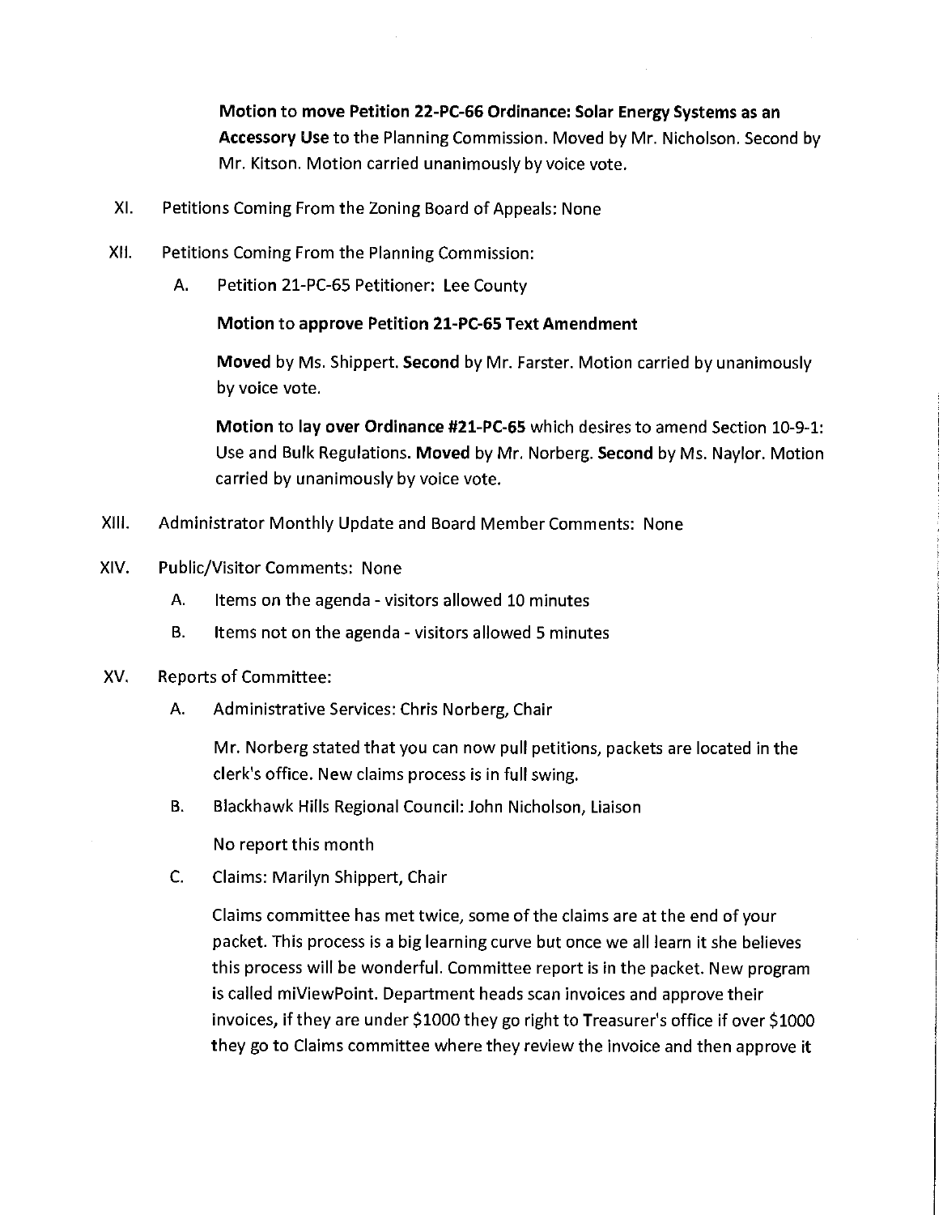**Motion** to **move Petition 22-PC-66 Ordinance: Solar Energy Systems as an Accessory Use** to the Planning Commission. Moved by Mr. Nicholson. Second by Mr. Kitson. Motion carried unanimously by voice vote.

XI. Petitions Coming From the Zoning Board of Appeals: None

XII. Petitions Coming From the Planning Commission:

A. Petition 21-PC-65 Petitioner: Lee County

**Motion** to **approve Petition 21-PC-65 Text Amendment**

**Moved** by Ms. Shippert. **Second** by Mr. Farster. Motion carried by unanimously by voice vote.

**Motion** to **lay over Ordinance #21-PC-65** which desires to amend Section 10-9-1: Use and Bulk Regulations. **Moved** by Mr. Norberg. **Second** by Ms. Naylor. Motion carried by unanimously by voice vote.

XIII. Administrator Monthly Update and Board Member Comments: None

XIV. Public/Visitor Comments: None

A. Items on the agenda - visitors allowed 10 minutes

B. Items not on the agenda - visitors allowed 5 minutes

XV. Reports of Committee:

A. Administrative Services: Chris Norberg, Chair

Mr. Norberg stated that you can now pull petitions, packets are located in the clerk's office. New claims process is in full swing.

B. Blackhawk Hills Regional Council: John Nicholson, Liaison

No report this month

C. Claims: Marilyn Shippert, Chair

Claims committee has met twice, some of the claims are at the end of your packet. This process is a big learning curve but once we all learn it she believes this process will be wonderful. Committee report is in the packet. New program is called miViewPoint. Department heads scan invoices and approve their invoices, if they are under $1000 they go right to Treasurer's office if over $1000 they go to Claims committee where they review the invoice and then approve it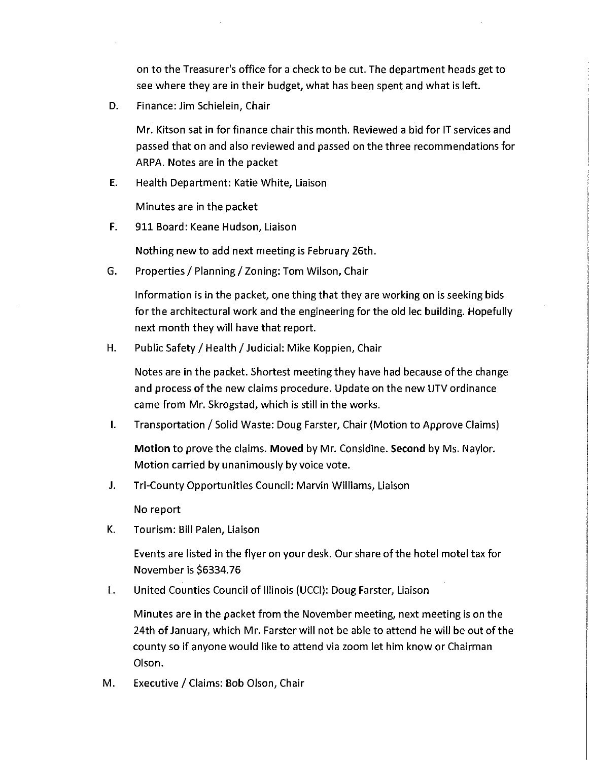on to the Treasurer's office for a check to be cut. The department heads get to see where they are in their budget, what has been spent and what is left.

D. Finance: Jim Schielein, Chair

Mr. Kitson sat in for finance chair this month. Reviewed a bid for IT services and passed that on and also reviewed and passed on the three recommendations for ARPA. Notes are in the packet

E. Health Department: Katie White, Liaison

Minutes are in the packet

F. 911 Board: Keane Hudson, Liaison

Nothing new to add next meeting is February 26th.

G. Properties / Planning / Zoning: Tom Wilson, Chair

Information is in the packet, one thing that they are working on is seeking bids for the architectural work and the engineering for the old lec building. Hopefully next month they will have that report.

H. Public Safety / Health / Judicial: Mike Koppien, Chair

Notes are in the packet. Shortest meeting they have had because of the change and process of the new claims procedure. Update on the new UTV ordinance came from Mr. Skrogstad, which is still in the works.

I. Transportation / Solid Waste: Doug Farster, Chair (Motion to Approve Claims)

**Motion** to prove the claims. **Moved** by Mr. Considine. **Second** by Ms. Naylor. Motion carried by unanimously by voice vote.

J. Tri-County Opportunities Council: Marvin Williams, Liaison

No report

K. Tourism: Bill Palen, Liaison

Events are listed in the flyer on your desk. Our share of the hotel motel tax for November is $6334.76

L. United Counties Council of Illinois (UCCI): Doug Farster, Liaison

Minutes are in the packet from the November meeting, next meeting is on the 24th of January, which Mr. Farster will not be able to attend he will be out of the county so if anyone would like to attend via zoom let him know or Chairman Olson.

M. Executive / Claims: Bob Olson, Chair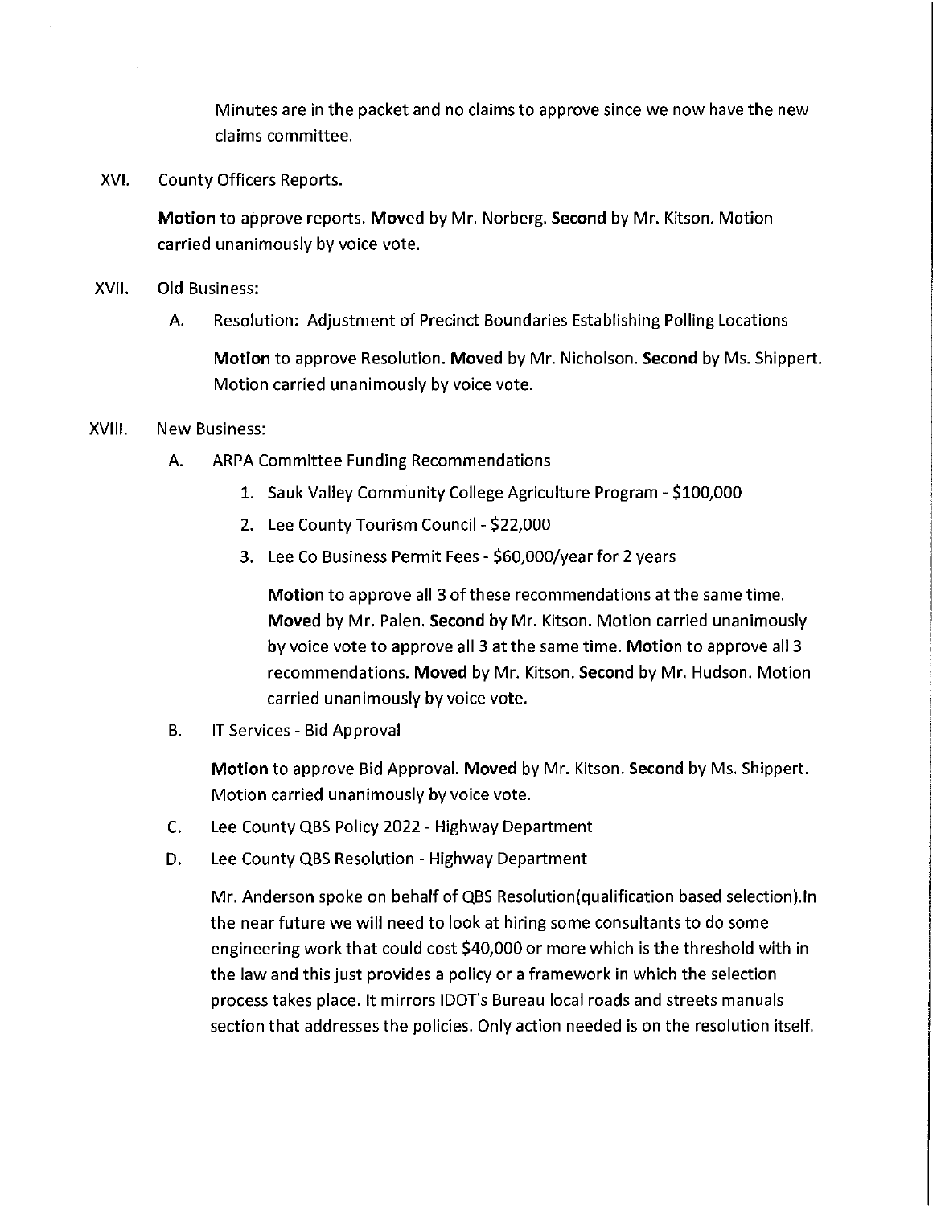Minutes are in the packet and no claims to approve since we now have the new claims committee.

XVI. County Officers Reports.

**Motion** to approve reports. **Moved** by Mr. Norberg. **Second** by Mr. Kitson. Motion carried unanimously by voice vote.

XVII. Old Business:

A. Resolution: Adjustment of Precinct Boundaries Establishing Polling Locations

**Motion** to approve Resolution. **Moved** by Mr. Nicholson. **Second** by Ms. Shippert. Motion carried unanimously by voice vote.

XVIII. New Business:

A. ARPA Committee Funding Recommendations

1. Sauk Valley Community College Agriculture Program - $100,000
2. Lee County Tourism Council - $22,000
3. Lee Co Business Permit Fees - $60,000/year for 2 years

**Motion** to approve all 3 of these recommendations at the same time. **Moved** by Mr. Palen. **Second** by Mr. Kitson. Motion carried unanimously by voice vote to approve all 3 at the same time. **Motion** to approve all 3 recommendations. **Moved** by Mr. Kitson. **Second** by Mr. Hudson. Motion carried unanimously by voice vote.

B. IT Services - Bid Approval

**Motion** to approve Bid Approval. **Moved** by Mr. Kitson. **Second** by Ms. Shippert. Motion carried unanimously by voice vote.

C. Lee County QBS Policy 2022 - Highway Department

D. Lee County QBS Resolution - Highway Department

Mr. Anderson spoke on behalf of QBS Resolution(qualification based selection).In the near future we will need to look at hiring some consultants to do some engineering work that could cost $40,000 or more which is the threshold with in the law and this just provides a policy or a framework in which the selection process takes place. It mirrors IDOT's Bureau local roads and streets manuals section that addresses the policies. Only action needed is on the resolution itself.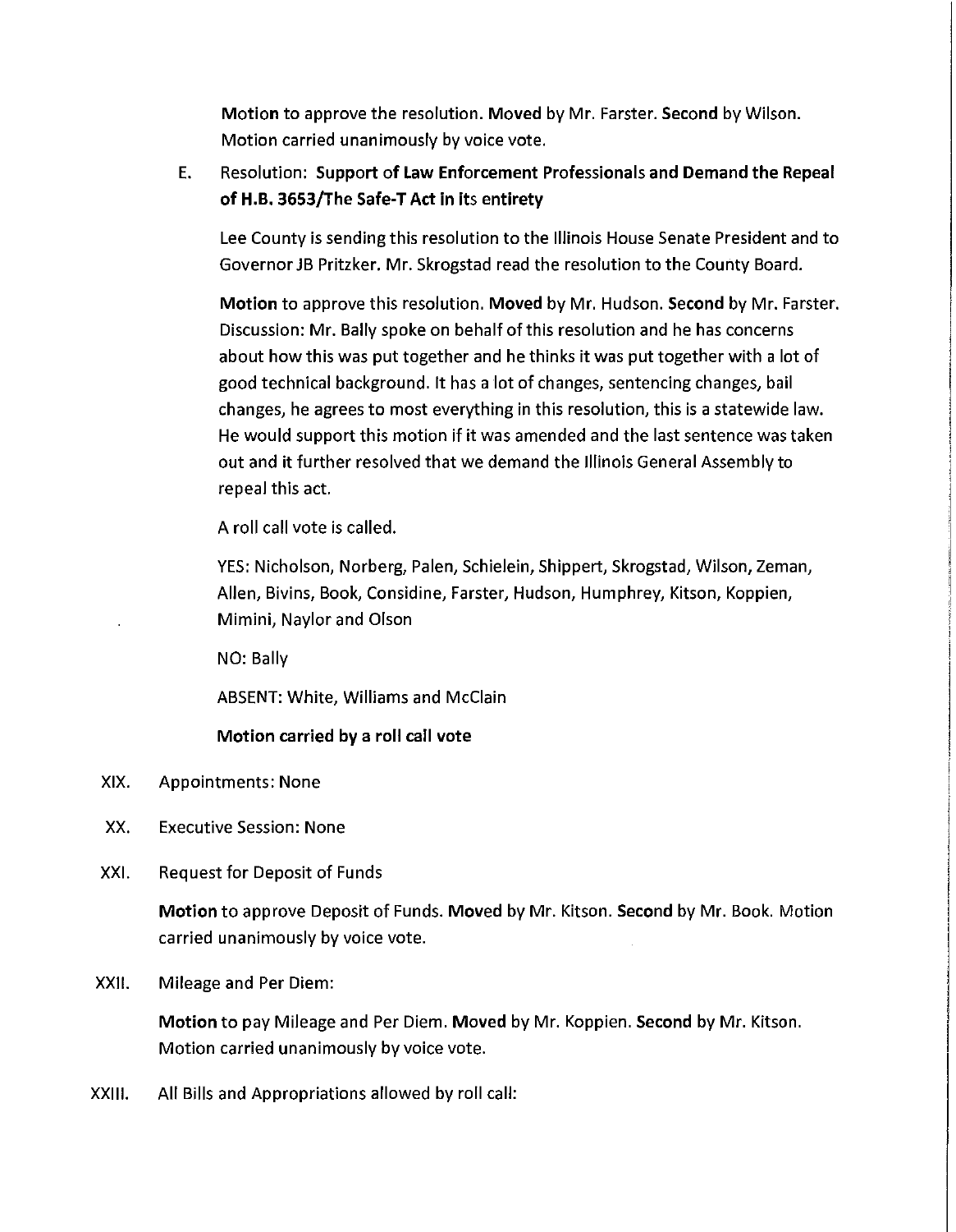**Motion** to approve the resolution. **Moved** by Mr. Farster. **Second** by Wilson. Motion carried unanimously by voice vote.

E. Resolution: **Support of Law Enforcement Professionals and Demand the Repeal of H.B. 3653/The Safe-T Act in its entirety**

Lee County is sending this resolution to the Illinois House Senate President and to Governor JB Pritzker. Mr. Skrogstad read the resolution to the County Board.

**Motion** to approve this resolution. **Moved** by Mr. Hudson. **Second** by Mr. Farster. Discussion: Mr. Bally spoke on behalf of this resolution and he has concerns about how this was put together and he thinks it was put together with a lot of good technical background. It has a lot of changes, sentencing changes, bail changes, he agrees to most everything in this resolution, this is a statewide law. He would support this motion if it was amended and the last sentence was taken out and it further resolved that we demand the Illinois General Assembly to repeal this act.

A roll call vote is called.

YES: Nicholson, Norberg, Palen, Schielein, Shippert, Skrogstad, Wilson, Zeman, Allen, Bivins, Book, Considine, Farster, Hudson, Humphrey, Kitson, Koppien, Mimini, Naylor and Olson

NO: Bally

ABSENT: White, Williams and McClain

**Motion carried by a roll call vote**

XIX. Appointments: None

XX. Executive Session: None

XXI. Request for Deposit of Funds

**Motion** to approve Deposit of Funds. **Moved** by Mr. Kitson. **Second** by Mr. Book. Motion carried unanimously by voice vote.

XXII. Mileage and Per Diem:

**Motion** to pay Mileage and Per Diem. **Moved** by Mr. Koppien. **Second** by Mr. Kitson. Motion carried unanimously by voice vote.

XXIII. All Bills and Appropriations allowed by roll call: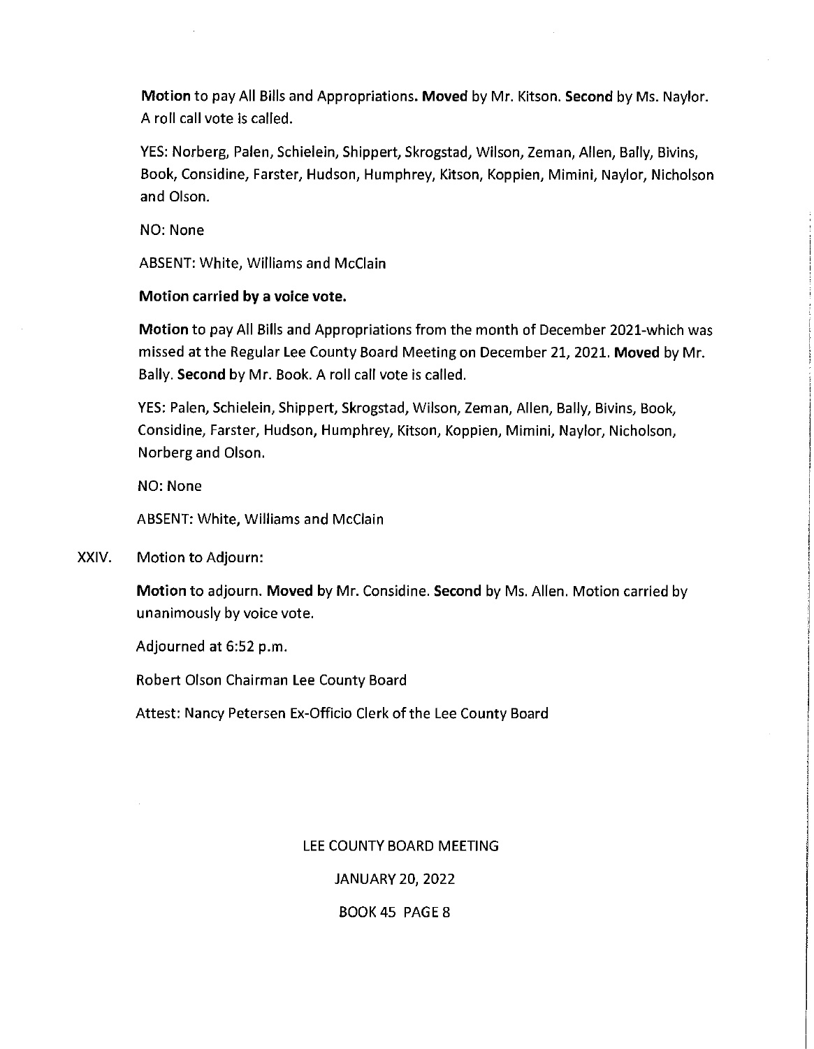**Motion** to pay All Bills and Appropriations. **Moved** by Mr. Kitson. **Second** by Ms. Naylor. A roll call vote is called.

YES: Norberg, Palen, Schielein, Shippert, Skrogstad, Wilson, Zeman, Allen, Bally, Bivins, Book, Considine, Farster, Hudson, Humphrey, Kitson, Koppien, Mimini, Naylor, Nicholson and Olson.

NO: None

ABSENT: White, Williams and McClain

**Motion carried by a voice vote.**

**Motion** to pay All Bills and Appropriations from the month of December 2021-which was missed at the Regular Lee County Board Meeting on December 21, 2021. **Moved** by Mr. Bally. **Second** by Mr. Book. A roll call vote is called.

YES: Palen, Schielein, Shippert, Skrogstad, Wilson, Zeman, Allen, Bally, Bivins, Book, Considine, Farster, Hudson, Humphrey, Kitson, Koppien, Mimini, Naylor, Nicholson, Norberg and Olson.

NO: None

ABSENT: White, Williams and McClain

XXIV. Motion to Adjourn:

**Motion** to adjourn. **Moved** by Mr. Considine. **Second** by Ms. Allen. Motion carried by unanimously by voice vote.

Adjourned at 6:52 p.m.

Robert Olson Chairman Lee County Board

Attest: Nancy Petersen Ex-Officio Clerk of the Lee County Board

LEE COUNTY BOARD MEETING

JANUARY 20, 2022

BOOK 45 PAGE 8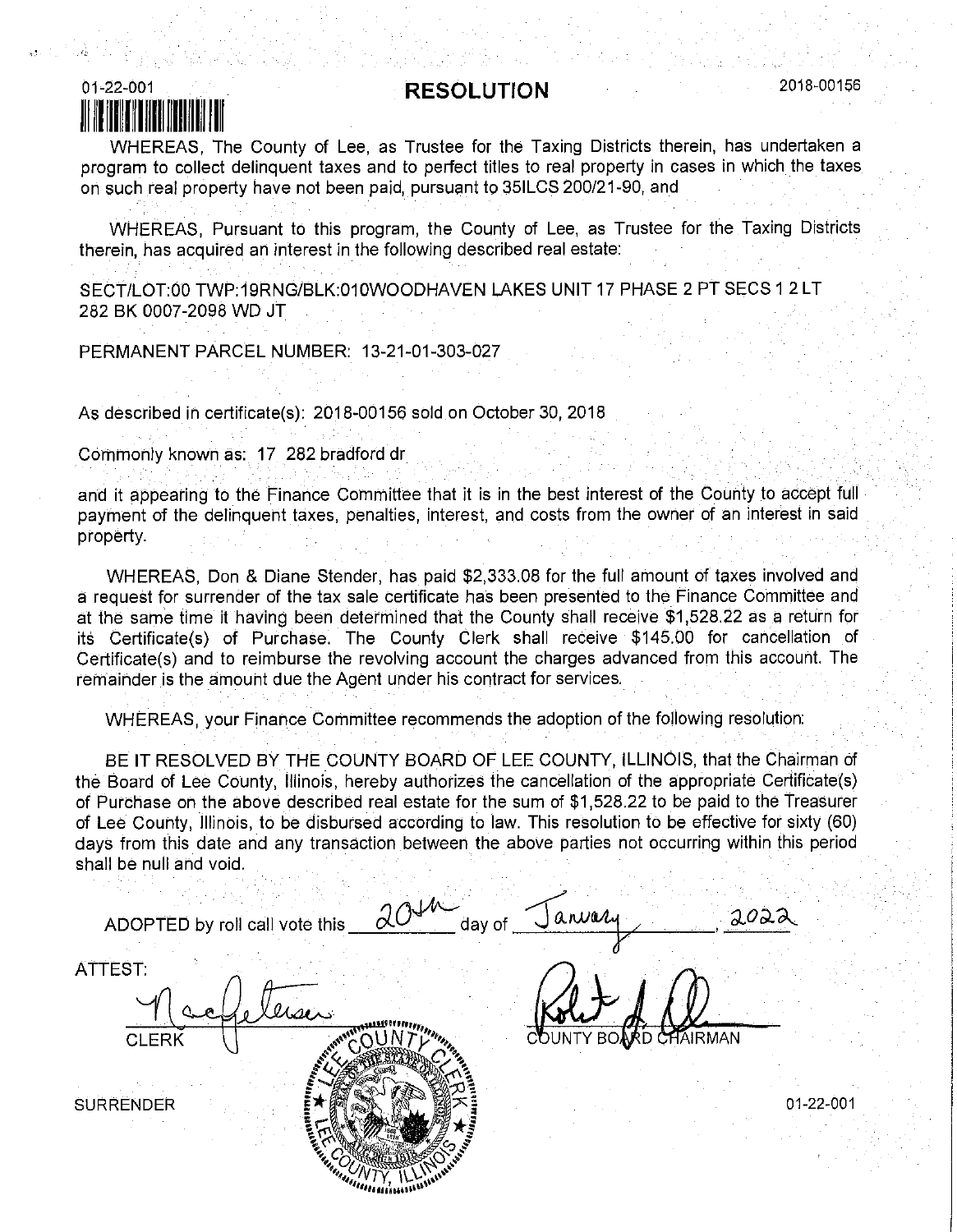01-22-001

# RESOLUTION

2018-00156

WHEREAS, The County of Lee, as Trustee for the Taxing Districts therein, has undertaken a program to collect delinquent taxes and to perfect titles to real property in cases in which the taxes on such real property have not been paid, pursuant to 35ILCS 200/21-90, and

WHEREAS, Pursuant to this program, the County of Lee, as Trustee for the Taxing Districts therein, has acquired an interest in the following described real estate:

SECT/LOT:00 TWP:19RNG/BLK:010WOODHAVEN LAKES UNIT 17 PHASE 2 PT SECS 1 2 LT 282 BK 0007-2098 WD JT

PERMANENT PARCEL NUMBER: 13-21-01-303-027

As described in certificate(s): 2018-00156 sold on October 30, 2018

Commonly known as: 17 282 bradford dr

and it appearing to the Finance Committee that it is in the best interest of the County to accept full payment of the delinquent taxes, penalties, interest, and costs from the owner of an interest in said property.

WHEREAS, Don & Diane Stender, has paid $2,333.08 for the full amount of taxes involved and a request for surrender of the tax sale certificate has been presented to the Finance Committee and at the same time it having been determined that the County shall receive $1,528.22 as a return for its Certificate(s) of Purchase. The County Clerk shall receive $145.00 for cancellation of Certificate(s) and to reimburse the revolving account the charges advanced from this account. The remainder is the amount due the Agent under his contract for services.

WHEREAS, your Finance Committee recommends the adoption of the following resolution:

BE IT RESOLVED BY THE COUNTY BOARD OF LEE COUNTY, ILLINOIS, that the Chairman of the Board of Lee County, Illinois, hereby authorizes the cancellation of the appropriate Certificate(s) of Purchase on the above described real estate for the sum of $1,528.22 to be paid to the Treasurer of Lee County, Illinois, to be disbursed according to law. This resolution to be effective for sixty (60) days from this date and any transaction between the above parties not occurring within this period shall be null and void.

ADOPTED by roll call vote this 20th day of January, 2022

ATTEST:

CLERK

COUNTY BOARD CHAIRMAN

SURRENDER

01-22-001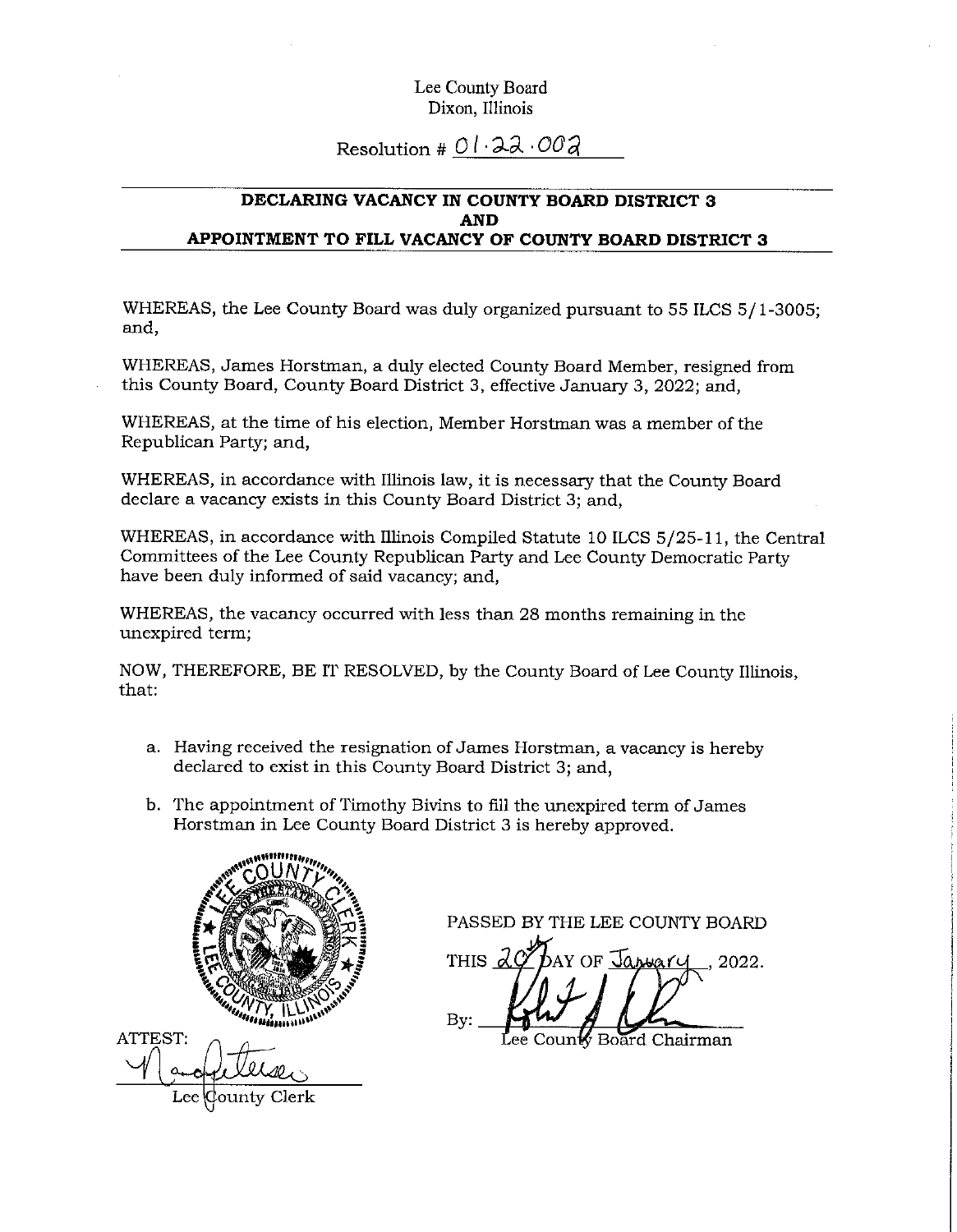Lee County Board
Dixon, Illinois

Resolution # 01.22.002

**DECLARING VACANCY IN COUNTY BOARD DISTRICT 3**
**AND**
**APPOINTMENT TO FILL VACANCY OF COUNTY BOARD DISTRICT 3**

WHEREAS, the Lee County Board was duly organized pursuant to 55 ILCS 5/1-3005; and,

WHEREAS, James Horstman, a duly elected County Board Member, resigned from this County Board, County Board District 3, effective January 3, 2022; and,

WHEREAS, at the time of his election, Member Horstman was a member of the Republican Party; and,

WHEREAS, in accordance with Illinois law, it is necessary that the County Board declare a vacancy exists in this County Board District 3; and,

WHEREAS, in accordance with Illinois Compiled Statute 10 ILCS 5/25-11, the Central Committees of the Lee County Republican Party and Lee County Democratic Party have been duly informed of said vacancy; and,

WHEREAS, the vacancy occurred with less than 28 months remaining in the unexpired term;

NOW, THEREFORE, BE IT RESOLVED, by the County Board of Lee County Illinois, that:

a. Having received the resignation of James Horstman, a vacancy is hereby declared to exist in this County Board District 3; and,

b. The appointment of Timothy Bivins to fill the unexpired term of James Horstman in Lee County Board District 3 is hereby approved.

PASSED BY THE LEE COUNTY BOARD

THIS 20 DAY OF January, 2022.

By: ______________________
Lee County Board Chairman

ATTEST:
______________________
Lee County Clerk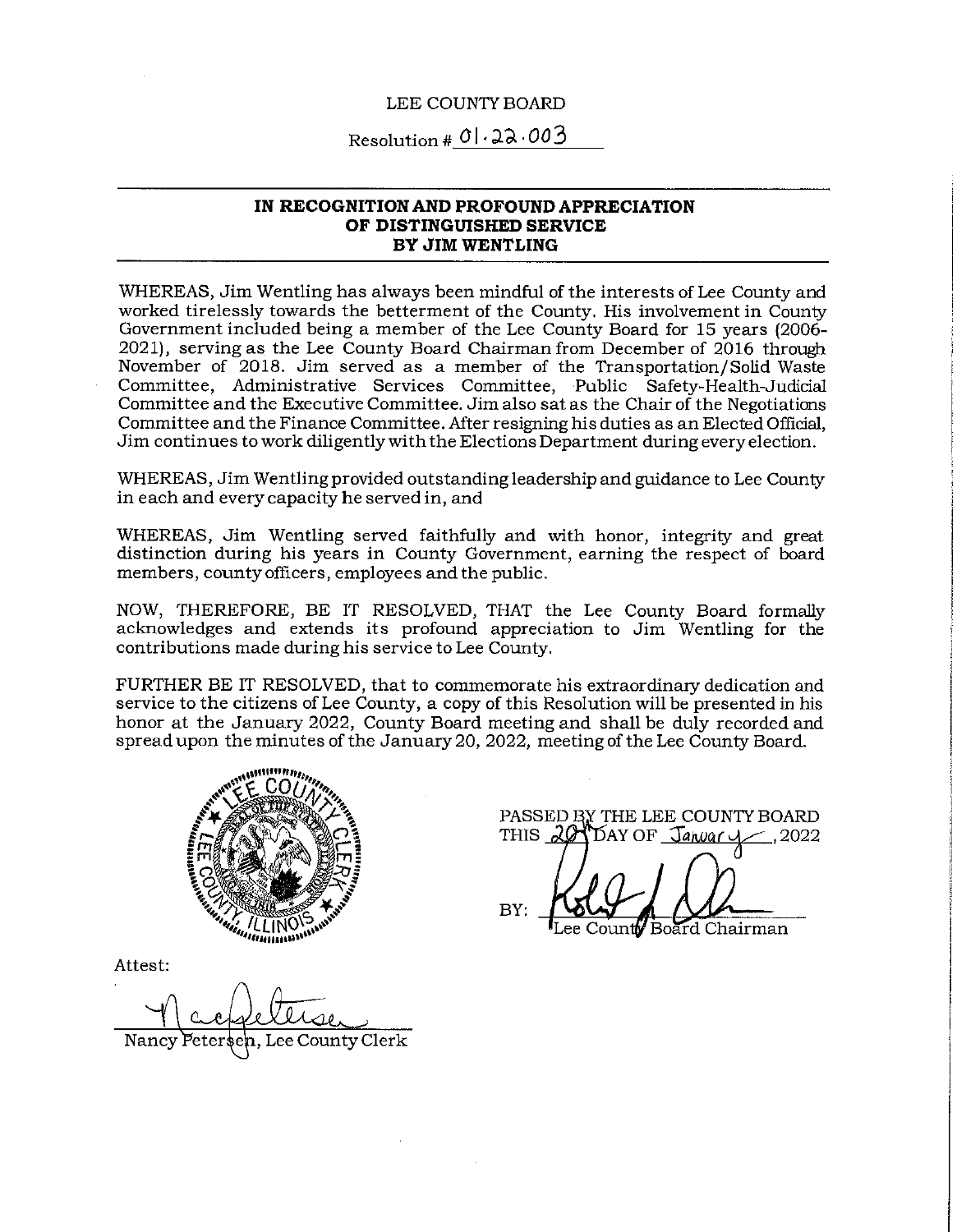LEE COUNTY BOARD

Resolution # 01.22.003

**IN RECOGNITION AND PROFOUND APPRECIATION OF DISTINGUISHED SERVICE BY JIM WENTLING**

WHEREAS, Jim Wentling has always been mindful of the interests of Lee County and worked tirelessly towards the betterment of the County. His involvement in County Government included being a member of the Lee County Board for 15 years (2006-2021), serving as the Lee County Board Chairman from December of 2016 through November of 2018. Jim served as a member of the Transportation/Solid Waste Committee, Administrative Services Committee, Public Safety-Health-Judicial Committee and the Executive Committee. Jim also sat as the Chair of the Negotiations Committee and the Finance Committee. After resigning his duties as an Elected Official, Jim continues to work diligently with the Elections Department during every election.

WHEREAS, Jim Wentling provided outstanding leadership and guidance to Lee County in each and every capacity he served in, and

WHEREAS, Jim Wentling served faithfully and with honor, integrity and great distinction during his years in County Government, earning the respect of board members, county officers, employees and the public.

NOW, THEREFORE, BE IT RESOLVED, THAT the Lee County Board formally acknowledges and extends its profound appreciation to Jim Wentling for the contributions made during his service to Lee County.

FURTHER BE IT RESOLVED, that to commemorate his extraordinary dedication and service to the citizens of Lee County, a copy of this Resolution will be presented in his honor at the January 2022, County Board meeting and shall be duly recorded and spread upon the minutes of the January 20, 2022, meeting of the Lee County Board.

PASSED BY THE LEE COUNTY BOARD THIS 20th DAY OF January, 2022

BY: _______________
Lee County Board Chairman

Attest:

_______________
Nancy Petersen, Lee County Clerk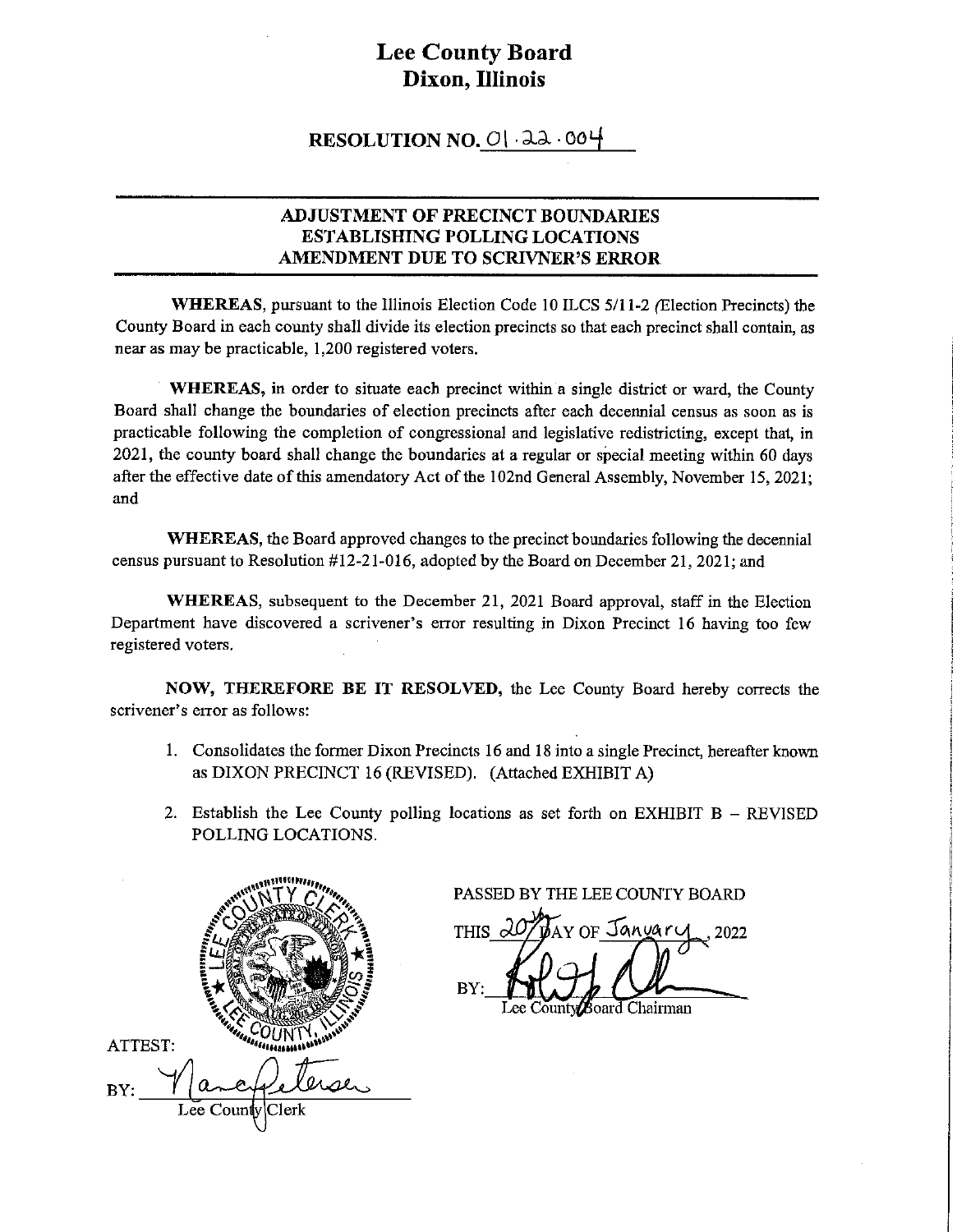# Lee County Board
# Dixon, Illinois

## RESOLUTION NO. 01·22·004

### ADJUSTMENT OF PRECINCT BOUNDARIES ESTABLISHING POLLING LOCATIONS AMENDMENT DUE TO SCRIVNER'S ERROR

**WHEREAS**, pursuant to the Illinois Election Code 10 ILCS 5/11-2 (Election Precincts) the County Board in each county shall divide its election precincts so that each precinct shall contain, as near as may be practicable, 1,200 registered voters.

**WHEREAS,** in order to situate each precinct within a single district or ward, the County Board shall change the boundaries of election precincts after each decennial census as soon as is practicable following the completion of congressional and legislative redistricting, except that, in 2021, the county board shall change the boundaries at a regular or special meeting within 60 days after the effective date of this amendatory Act of the 102nd General Assembly, November 15, 2021; and

**WHEREAS**, the Board approved changes to the precinct boundaries following the decennial census pursuant to Resolution #12-21-016, adopted by the Board on December 21, 2021; and

**WHEREAS**, subsequent to the December 21, 2021 Board approval, staff in the Election Department have discovered a scrivener's error resulting in Dixon Precinct 16 having too few registered voters.

**NOW, THEREFORE BE IT RESOLVED,** the Lee County Board hereby corrects the scrivener's error as follows:

1. Consolidates the former Dixon Precincts 16 and 18 into a single Precinct, hereafter known as DIXON PRECINCT 16 (REVISED). (Attached EXHIBIT A)
2. Establish the Lee County polling locations as set forth on EXHIBIT B – REVISED POLLING LOCATIONS.

PASSED BY THE LEE COUNTY BOARD

THIS 20th DAY OF January, 2022

BY: ______________________
Lee County Board Chairman

ATTEST:

BY: ______________________
Lee County Clerk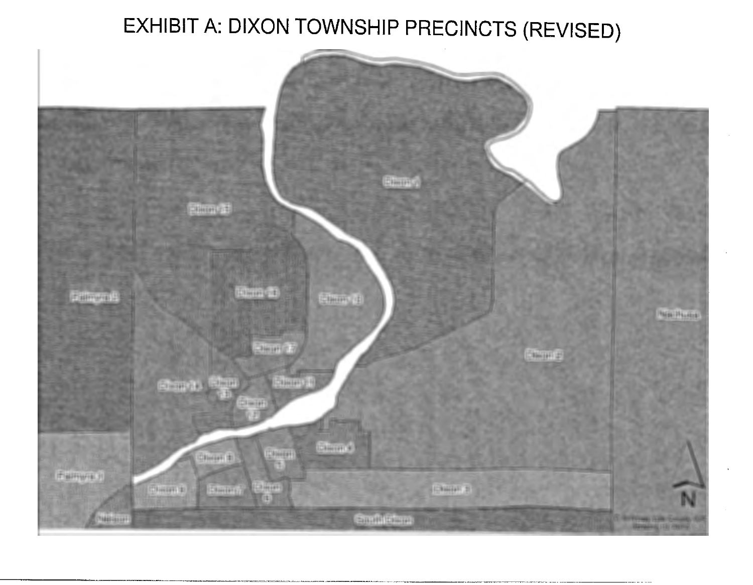# EXHIBIT A: DIXON TOWNSHIP PRECINCTS (REVISED)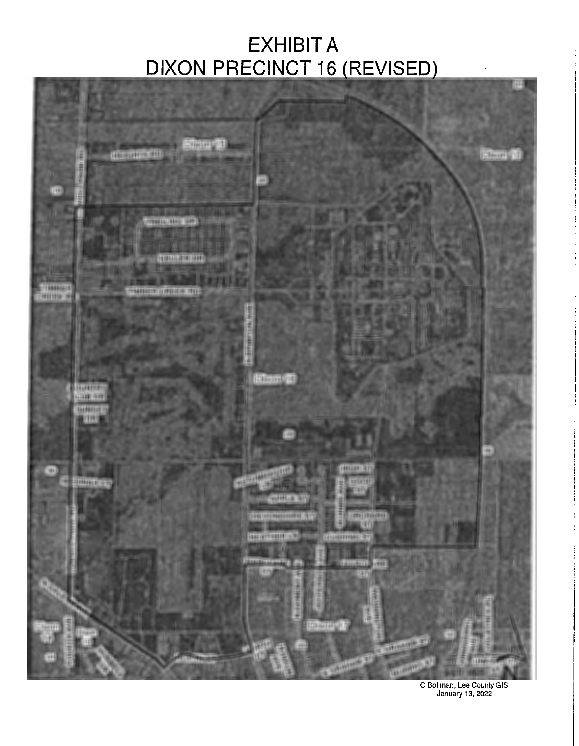# EXHIBIT A
# DIXON PRECINCT 16 (REVISED)

C Bollman, Lee County GIS
January 13, 2022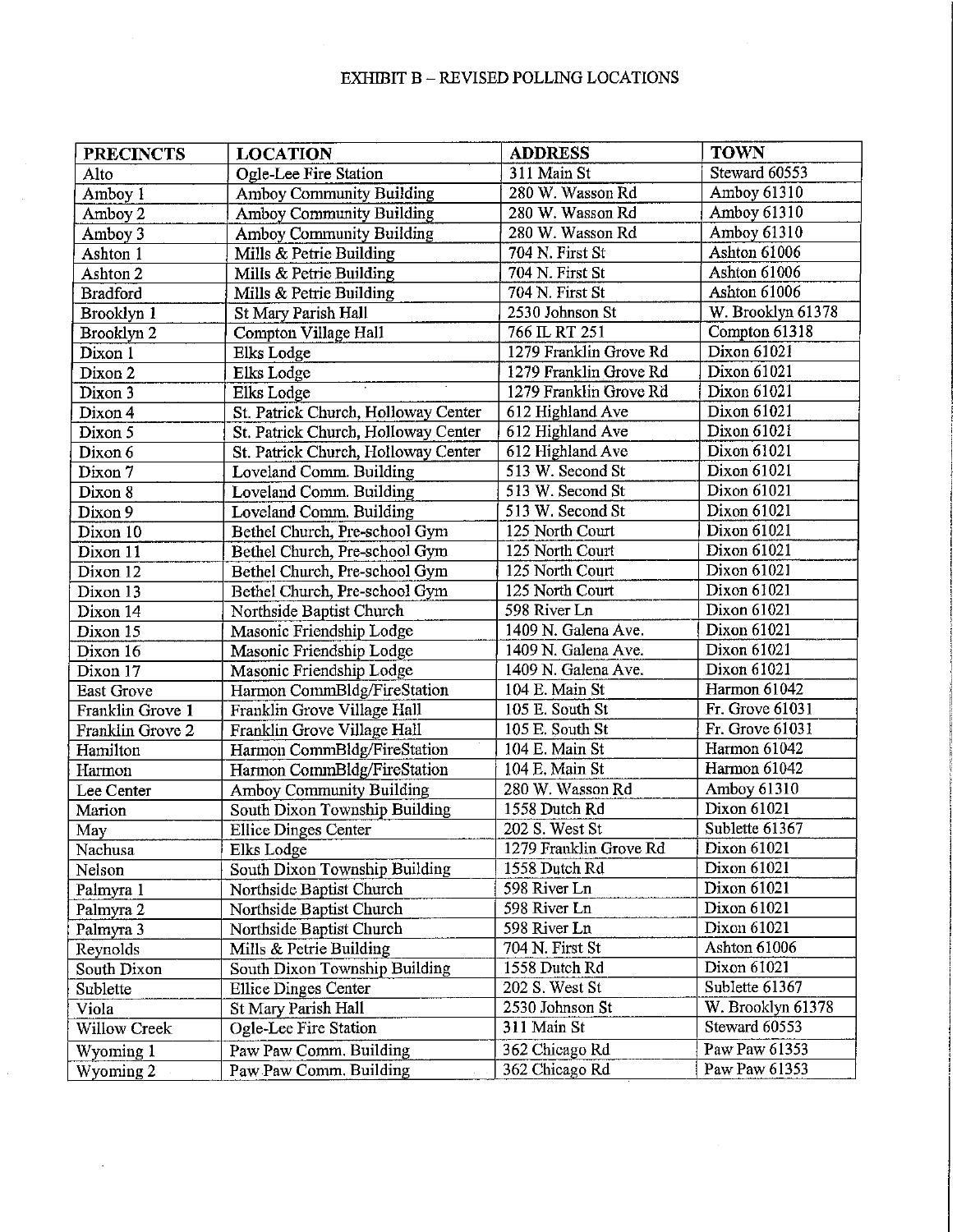# EXHIBIT B – REVISED POLLING LOCATIONS

| PRECINCTS | LOCATION | ADDRESS | TOWN |
|---|---|---|---|
| Alto | Ogle-Lee Fire Station | 311 Main St | Steward 60553 |
| Amboy 1 | Amboy Community Building | 280 W. Wasson Rd | Amboy 61310 |
| Amboy 2 | Amboy Community Building | 280 W. Wasson Rd | Amboy 61310 |
| Amboy 3 | Amboy Community Building | 280 W. Wasson Rd | Amboy 61310 |
| Ashton 1 | Mills & Petrie Building | 704 N. First St | Ashton 61006 |
| Ashton 2 | Mills & Petrie Building | 704 N. First St | Ashton 61006 |
| Bradford | Mills & Petrie Building | 704 N. First St | Ashton 61006 |
| Brooklyn 1 | St Mary Parish Hall | 2530 Johnson St | W. Brooklyn 61378 |
| Brooklyn 2 | Compton Village Hall | 766 IL RT 251 | Compton 61318 |
| Dixon 1 | Elks Lodge | 1279 Franklin Grove Rd | Dixon 61021 |
| Dixon 2 | Elks Lodge | 1279 Franklin Grove Rd | Dixon 61021 |
| Dixon 3 | Elks Lodge | 1279 Franklin Grove Rd | Dixon 61021 |
| Dixon 4 | St. Patrick Church, Holloway Center | 612 Highland Ave | Dixon 61021 |
| Dixon 5 | St. Patrick Church, Holloway Center | 612 Highland Ave | Dixon 61021 |
| Dixon 6 | St. Patrick Church, Holloway Center | 612 Highland Ave | Dixon 61021 |
| Dixon 7 | Loveland Comm. Building | 513 W. Second St | Dixon 61021 |
| Dixon 8 | Loveland Comm. Building | 513 W. Second St | Dixon 61021 |
| Dixon 9 | Loveland Comm. Building | 513 W. Second St | Dixon 61021 |
| Dixon 10 | Bethel Church, Pre-school Gym | 125 North Court | Dixon 61021 |
| Dixon 11 | Bethel Church, Pre-school Gym | 125 North Court | Dixon 61021 |
| Dixon 12 | Bethel Church, Pre-school Gym | 125 North Court | Dixon 61021 |
| Dixon 13 | Bethel Church, Pre-school Gym | 125 North Court | Dixon 61021 |
| Dixon 14 | Northside Baptist Church | 598 River Ln | Dixon 61021 |
| Dixon 15 | Masonic Friendship Lodge | 1409 N. Galena Ave. | Dixon 61021 |
| Dixon 16 | Masonic Friendship Lodge | 1409 N. Galena Ave. | Dixon 61021 |
| Dixon 17 | Masonic Friendship Lodge | 1409 N. Galena Ave. | Dixon 61021 |
| East Grove | Harmon CommBldg/FireStation | 104 E. Main St | Harmon 61042 |
| Franklin Grove 1 | Franklin Grove Village Hall | 105 E. South St | Fr. Grove 61031 |
| Franklin Grove 2 | Franklin Grove Village Hall | 105 E. South St | Fr. Grove 61031 |
| Hamilton | Harmon CommBldg/FireStation | 104 E. Main St | Harmon 61042 |
| Harmon | Harmon CommBldg/FireStation | 104 E. Main St | Harmon 61042 |
| Lee Center | Amboy Community Building | 280 W. Wasson Rd | Amboy 61310 |
| Marion | South Dixon Township Building | 1558 Dutch Rd | Dixon 61021 |
| May | Ellice Dinges Center | 202 S. West St | Sublette 61367 |
| Nachusa | Elks Lodge | 1279 Franklin Grove Rd | Dixon 61021 |
| Nelson | South Dixon Township Building | 1558 Dutch Rd | Dixon 61021 |
| Palmyra 1 | Northside Baptist Church | 598 River Ln | Dixon 61021 |
| Palmyra 2 | Northside Baptist Church | 598 River Ln | Dixon 61021 |
| Palmyra 3 | Northside Baptist Church | 598 River Ln | Dixon 61021 |
| Reynolds | Mills & Petrie Building | 704 N. First St | Ashton 61006 |
| South Dixon | South Dixon Township Building | 1558 Dutch Rd | Dixon 61021 |
| Sublette | Ellice Dinges Center | 202 S. West St | Sublette 61367 |
| Viola | St Mary Parish Hall | 2530 Johnson St | W. Brooklyn 61378 |
| Willow Creek | Ogle-Lee Fire Station | 311 Main St | Steward 60553 |
| Wyoming 1 | Paw Paw Comm. Building | 362 Chicago Rd | Paw Paw 61353 |
| Wyoming 2 | Paw Paw Comm. Building | 362 Chicago Rd | Paw Paw 61353 |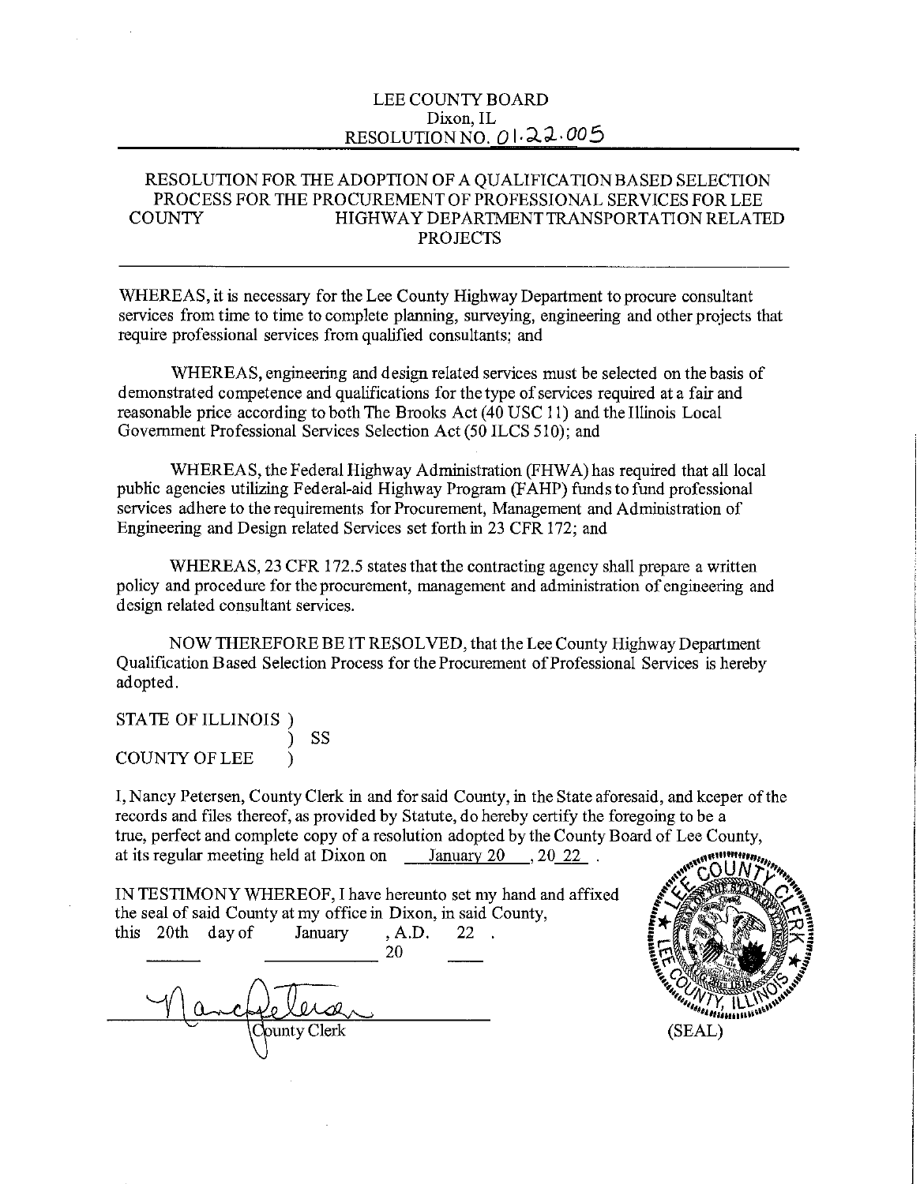LEE COUNTY BOARD
Dixon, IL
RESOLUTION NO. 01.22.005

# RESOLUTION FOR THE ADOPTION OF A QUALIFICATION BASED SELECTION PROCESS FOR THE PROCUREMENT OF PROFESSIONAL SERVICES FOR LEE COUNTY HIGHWAY DEPARTMENT TRANSPORTATION RELATED PROJECTS

WHEREAS, it is necessary for the Lee County Highway Department to procure consultant services from time to time to complete planning, surveying, engineering and other projects that require professional services from qualified consultants; and

WHEREAS, engineering and design related services must be selected on the basis of demonstrated competence and qualifications for the type of services required at a fair and reasonable price according to both The Brooks Act (40 USC 11) and the Illinois Local Government Professional Services Selection Act (50 ILCS 510); and

WHEREAS, the Federal Highway Administration (FHWA) has required that all local public agencies utilizing Federal-aid Highway Program (FAHP) funds to fund professional services adhere to the requirements for Procurement, Management and Administration of Engineering and Design related Services set forth in 23 CFR 172; and

WHEREAS, 23 CFR 172.5 states that the contracting agency shall prepare a written policy and procedure for the procurement, management and administration of engineering and design related consultant services.

NOW THEREFORE BE IT RESOLVED, that the Lee County Highway Department Qualification Based Selection Process for the Procurement of Professional Services is hereby adopted.

STATE OF ILLINOIS )
) SS
COUNTY OF LEE )

I, Nancy Petersen, County Clerk in and for said County, in the State aforesaid, and keeper of the records and files thereof, as provided by Statute, do hereby certify the foregoing to be a true, perfect and complete copy of a resolution adopted by the County Board of Lee County, at its regular meeting held at Dixon on January 20, 2022.

IN TESTIMONY WHEREOF, I have hereunto set my hand and affixed the seal of said County at my office in Dixon, in said County, this 20th day of January, A.D. 2022.

County Clerk

(SEAL)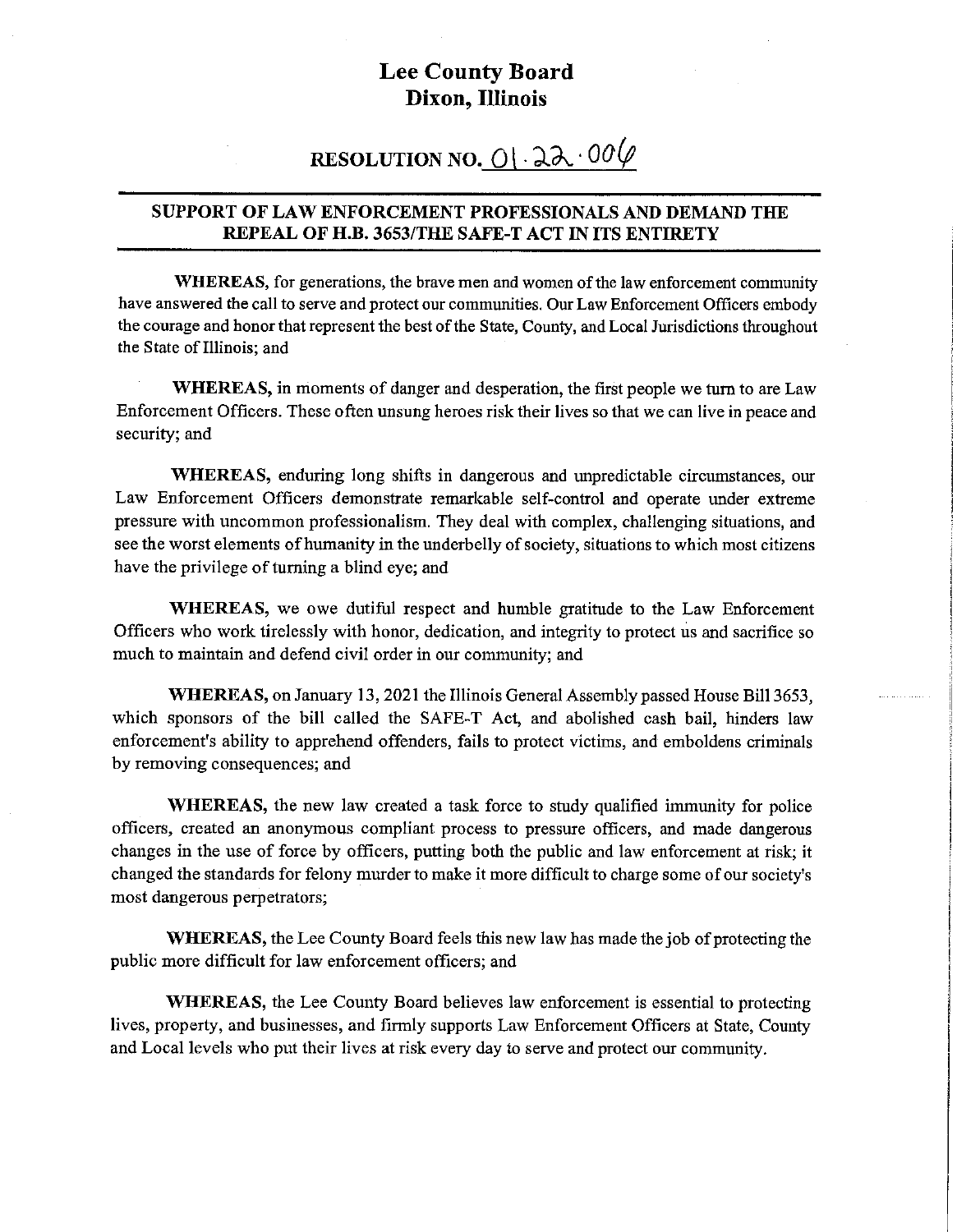# Lee County Board
# Dixon, Illinois

## RESOLUTION NO. 01.22.006

### SUPPORT OF LAW ENFORCEMENT PROFESSIONALS AND DEMAND THE REPEAL OF H.B. 3653/THE SAFE-T ACT IN ITS ENTIRETY

**WHEREAS,** for generations, the brave men and women of the law enforcement community have answered the call to serve and protect our communities. Our Law Enforcement Officers embody the courage and honor that represent the best of the State, County, and Local Jurisdictions throughout the State of Illinois; and

**WHEREAS,** in moments of danger and desperation, the first people we turn to are Law Enforcement Officers. These often unsung heroes risk their lives so that we can live in peace and security; and

**WHEREAS,** enduring long shifts in dangerous and unpredictable circumstances, our Law Enforcement Officers demonstrate remarkable self-control and operate under extreme pressure with uncommon professionalism. They deal with complex, challenging situations, and see the worst elements of humanity in the underbelly of society, situations to which most citizens have the privilege of turning a blind eye; and

**WHEREAS,** we owe dutiful respect and humble gratitude to the Law Enforcement Officers who work tirelessly with honor, dedication, and integrity to protect us and sacrifice so much to maintain and defend civil order in our community; and

**WHEREAS,** on January 13, 2021 the Illinois General Assembly passed House Bill 3653, which sponsors of the bill called the SAFE-T Act, and abolished cash bail, hinders law enforcement's ability to apprehend offenders, fails to protect victims, and emboldens criminals by removing consequences; and

**WHEREAS,** the new law created a task force to study qualified immunity for police officers, created an anonymous compliant process to pressure officers, and made dangerous changes in the use of force by officers, putting both the public and law enforcement at risk; it changed the standards for felony murder to make it more difficult to charge some of our society's most dangerous perpetrators;

**WHEREAS,** the Lee County Board feels this new law has made the job of protecting the public more difficult for law enforcement officers; and

**WHEREAS,** the Lee County Board believes law enforcement is essential to protecting lives, property, and businesses, and firmly supports Law Enforcement Officers at State, County and Local levels who put their lives at risk every day to serve and protect our community.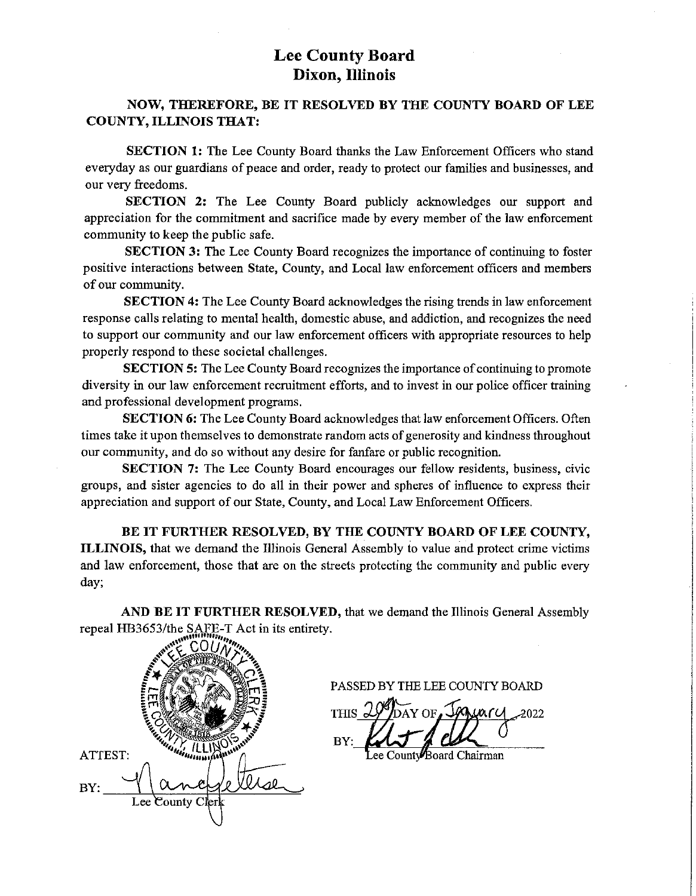# Lee County Board
# Dixon, Illinois

**NOW, THEREFORE, BE IT RESOLVED BY THE COUNTY BOARD OF LEE COUNTY, ILLINOIS THAT:**

**SECTION 1:** The Lee County Board thanks the Law Enforcement Officers who stand everyday as our guardians of peace and order, ready to protect our families and businesses, and our very freedoms.

**SECTION 2:** The Lee County Board publicly acknowledges our support and appreciation for the commitment and sacrifice made by every member of the law enforcement community to keep the public safe.

**SECTION 3:** The Lee County Board recognizes the importance of continuing to foster positive interactions between State, County, and Local law enforcement officers and members of our community.

**SECTION 4:** The Lee County Board acknowledges the rising trends in law enforcement response calls relating to mental health, domestic abuse, and addiction, and recognizes the need to support our community and our law enforcement officers with appropriate resources to help properly respond to these societal challenges.

**SECTION 5:** The Lee County Board recognizes the importance of continuing to promote diversity in our law enforcement recruitment efforts, and to invest in our police officer training and professional development programs.

**SECTION 6:** The Lee County Board acknowledges that law enforcement Officers. Often times take it upon themselves to demonstrate random acts of generosity and kindness throughout our community, and do so without any desire for fanfare or public recognition.

**SECTION 7:** The Lee County Board encourages our fellow residents, business, civic groups, and sister agencies to do all in their power and spheres of influence to express their appreciation and support of our State, County, and Local Law Enforcement Officers.

**BE IT FURTHER RESOLVED, BY THE COUNTY BOARD OF LEE COUNTY, ILLINOIS,** that we demand the Illinois General Assembly to value and protect crime victims and law enforcement, those that are on the streets protecting the community and public every day;

**AND BE IT FURTHER RESOLVED,** that we demand the Illinois General Assembly repeal HB3653/the SAFE-T Act in its entirety.

PASSED BY THE LEE COUNTY BOARD

THIS 20th DAY OF January 2022

BY: ______________________
Lee County Board Chairman

ATTEST:

BY: ______________________
Lee County Clerk